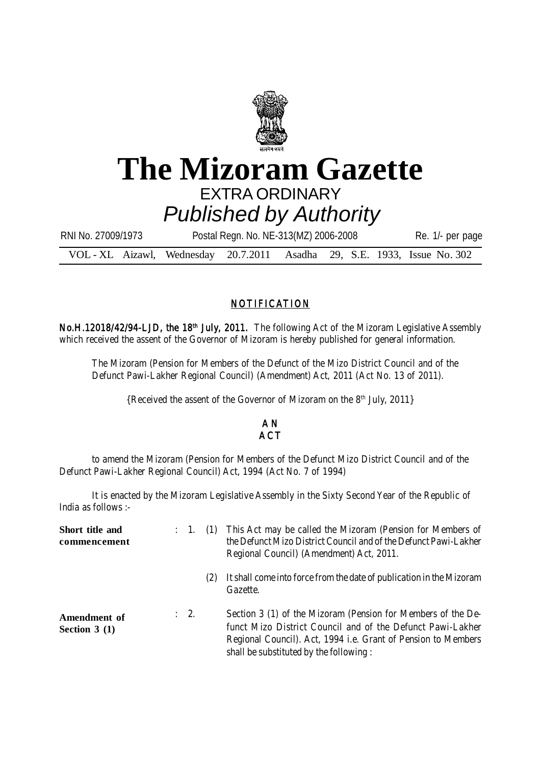# The Mizoram Gazette

EXTRA ORDINARY

*Published by Authority*

RNI No. 27009/1973 Postal Regn. No. NE-313(MZ) 2006-2008 Re. 1/- per page

VOL - XL Aizawl, Wednesday 20.7.2011 Asadha 29, S.E. 1933, Issue No. 302

## NOTIFICATION

**No.H.12018/42/94-LJD, the 18th July, 2011.** The following Act of the Mizoram Legislative Assembly which received the assent of the Governor of Mizoram is hereby published for general information.

The Mizoram (Pension for Members of the Defunct of the Mizo District Council and of the Defunct Pawi-Lakher Regional Council) (Amendment) Act, 2011 (Act No. 13 of 2011).

{Received the assent of the Governor of Mizoram on the 8th July, 2011}

### AN ACT

to amend the Mizoram (Pension for Members of the Defunct Mizo District Council and of the Defunct Pawi-Lakher Regional Council) Act, 1994 (Act No. 7 of 1994)

It is enacted by the Mizoram Legislative Assembly in the Sixty Second Year of the Republic of India as follows :-

**Short title and commencement** : 1. (1) This Act may be called the Mizoram (Pension for Members of the Defunct Mizo District Council and of the Defunct Pawi-Lakher Regional Council) (Amendment) Act, 2011.

(2) It shall come into force from the date of publication in the Mizoram Gazette.

**Amendment of Section 3 (1)** : 2. Section 3 (1) of the Mizoram (Pension for Members of the Defunct Mizo District Council and of the Defunct Pawi-Lakher Regional Council). Act, 1994 i.e. Grant of Pension to Members shall be substituted by the following :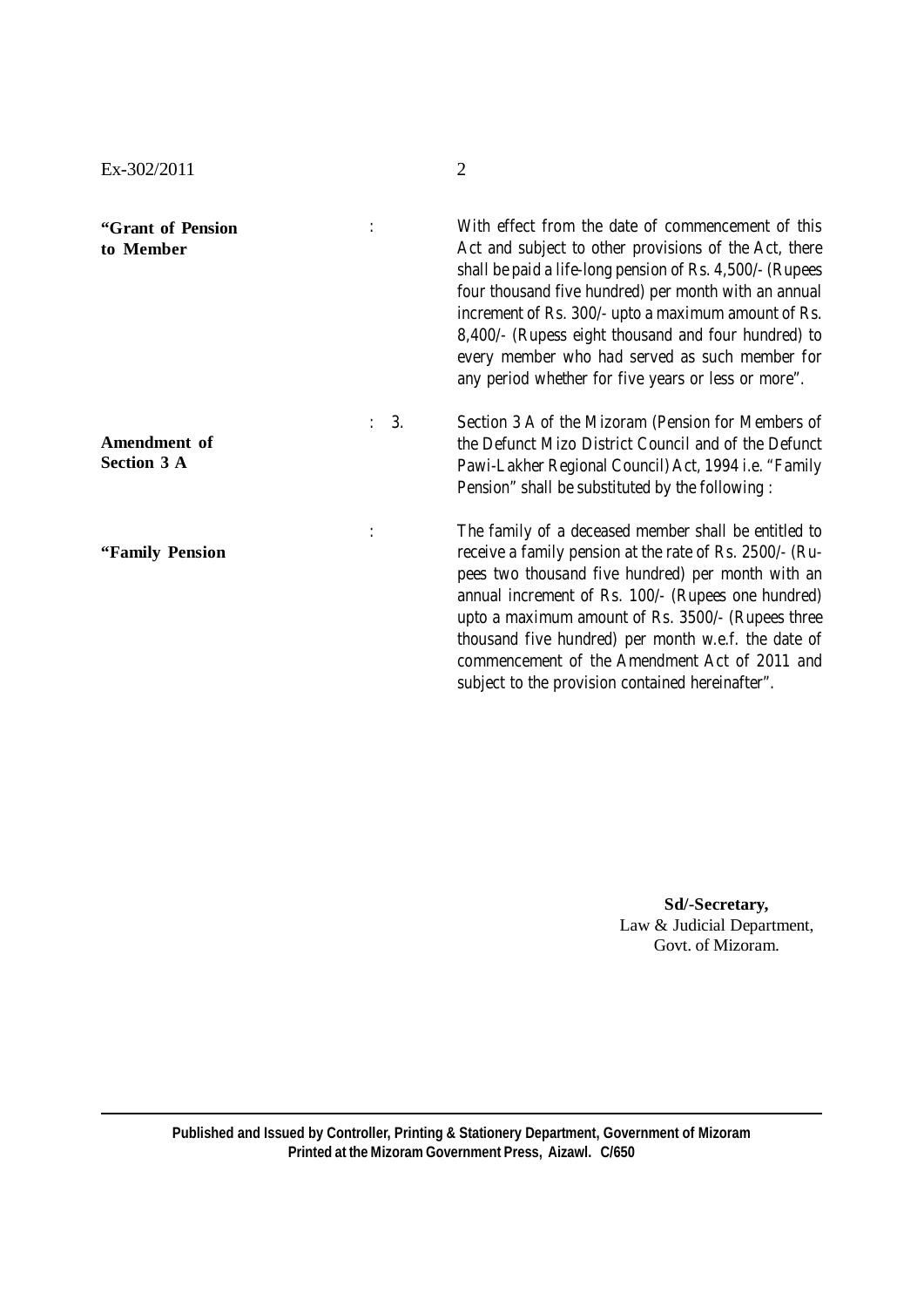**"Grant of Pension to Member** : With effect from the date of commencement of this Act and subject to other provisions of the Act, there shall be paid a life-long pension of Rs. 4,500/- (Rupees four thousand five hundred) per month with an annual increment of Rs. 300/- upto a maximum amount of Rs. 8,400/- (Rupess eight thousand and four hundred) to every member who had served as such member for any period whether for five years or less or more".

**Amendment of Section 3 A** : 3. Section 3 A of the Mizoram (Pension for Members of the Defunct Mizo District Council and of the Defunct Pawi-Lakher Regional Council) Act, 1994 i.e. "Family Pension" shall be substituted by the following :

**"Family Pension** : The family of a deceased member shall be entitled to receive a family pension at the rate of Rs. 2500/- (Rupees two thousand five hundred) per month with an annual increment of Rs. 100/- (Rupees one hundred) upto a maximum amount of Rs. 3500/- (Rupees three thousand five hundred) per month w.e.f. the date of commencement of the Amendment Act of 2011 and subject to the provision contained hereinafter".

**Sd/-Secretary,**
Law & Judicial Department,
Govt. of Mizoram.

---

**Published and Issued by Controller, Printing & Stationery Department, Government of Mizoram**
**Printed at the Mizoram Government Press, Aizawl. C/650**